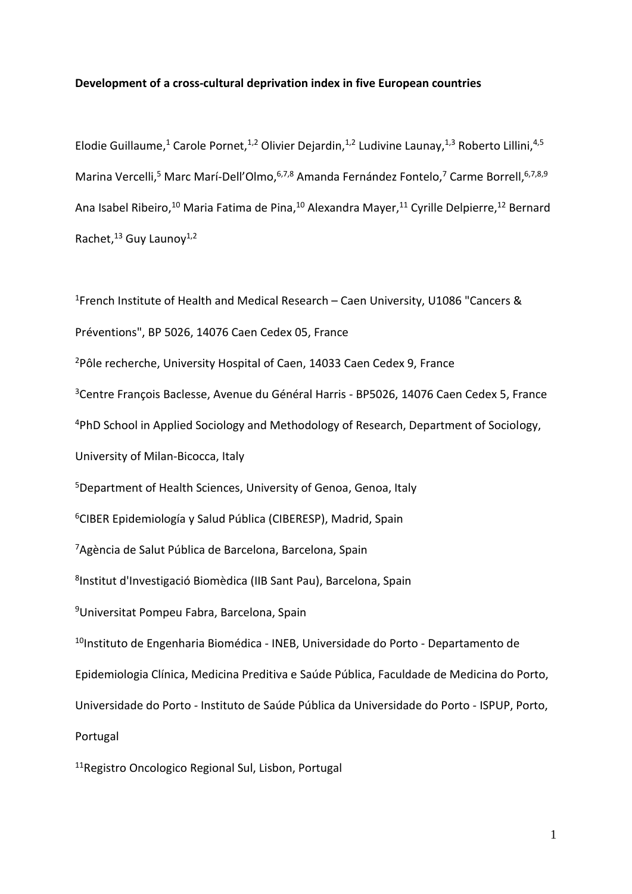**Development of a cross-cultural deprivation index in five European countries**

Elodie Guillaume,[1] Carole Pornet,[1,2] Olivier Dejardin,[1,2] Ludivine Launay,[1,3] Roberto Lillini,[4,5] Marina Vercelli,[5] Marc Marí-Dell'Olmo,[6,7,8] Amanda Fernández Fontelo,[7] Carme Borrell,[6,7,8,9] Ana Isabel Ribeiro,[10] Maria Fatima de Pina,[10] Alexandra Mayer,[11] Cyrille Delpierre,[12] Bernard Rachet,[13] Guy Launoy[1,2]

[1]French Institute of Health and Medical Research – Caen University, U1086 "Cancers & Préventions", BP 5026, 14076 Caen Cedex 05, France

[2]Pôle recherche, University Hospital of Caen, 14033 Caen Cedex 9, France

[3]Centre François Baclesse, Avenue du Général Harris - BP5026, 14076 Caen Cedex 5, France

[4]PhD School in Applied Sociology and Methodology of Research, Department of Sociology, University of Milan-Bicocca, Italy

[5]Department of Health Sciences, University of Genoa, Genoa, Italy

[6]CIBER Epidemiología y Salud Pública (CIBERESP), Madrid, Spain

[7]Agència de Salut Pública de Barcelona, Barcelona, Spain

[8]Institut d'Investigació Biomèdica (IIB Sant Pau), Barcelona, Spain

[9]Universitat Pompeu Fabra, Barcelona, Spain

[10]Instituto de Engenharia Biomédica - INEB, Universidade do Porto - Departamento de Epidemiologia Clínica, Medicina Preditiva e Saúde Pública, Faculdade de Medicina do Porto, Universidade do Porto - Instituto de Saúde Pública da Universidade do Porto - ISPUP, Porto, Portugal

[11]Registro Oncologico Regional Sul, Lisbon, Portugal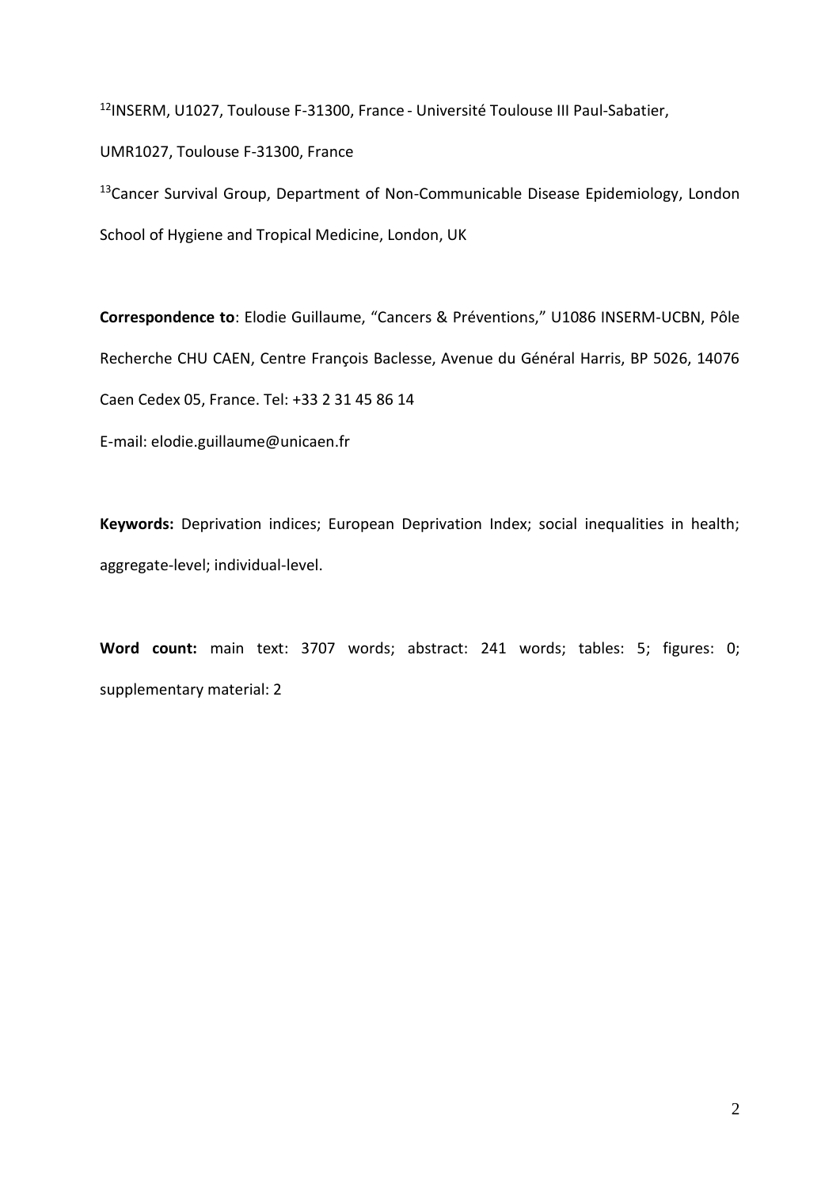[12]INSERM, U1027, Toulouse F-31300, France - Université Toulouse III Paul-Sabatier, UMR1027, Toulouse F-31300, France

[13]Cancer Survival Group, Department of Non-Communicable Disease Epidemiology, London School of Hygiene and Tropical Medicine, London, UK

**Correspondence to**: Elodie Guillaume, "Cancers & Préventions," U1086 INSERM-UCBN, Pôle Recherche CHU CAEN, Centre François Baclesse, Avenue du Général Harris, BP 5026, 14076 Caen Cedex 05, France. Tel: +33 2 31 45 86 14

E-mail: elodie.guillaume@unicaen.fr

**Keywords:** Deprivation indices; European Deprivation Index; social inequalities in health; aggregate-level; individual-level.

**Word count:** main text: 3707 words; abstract: 241 words; tables: 5; figures: 0; supplementary material: 2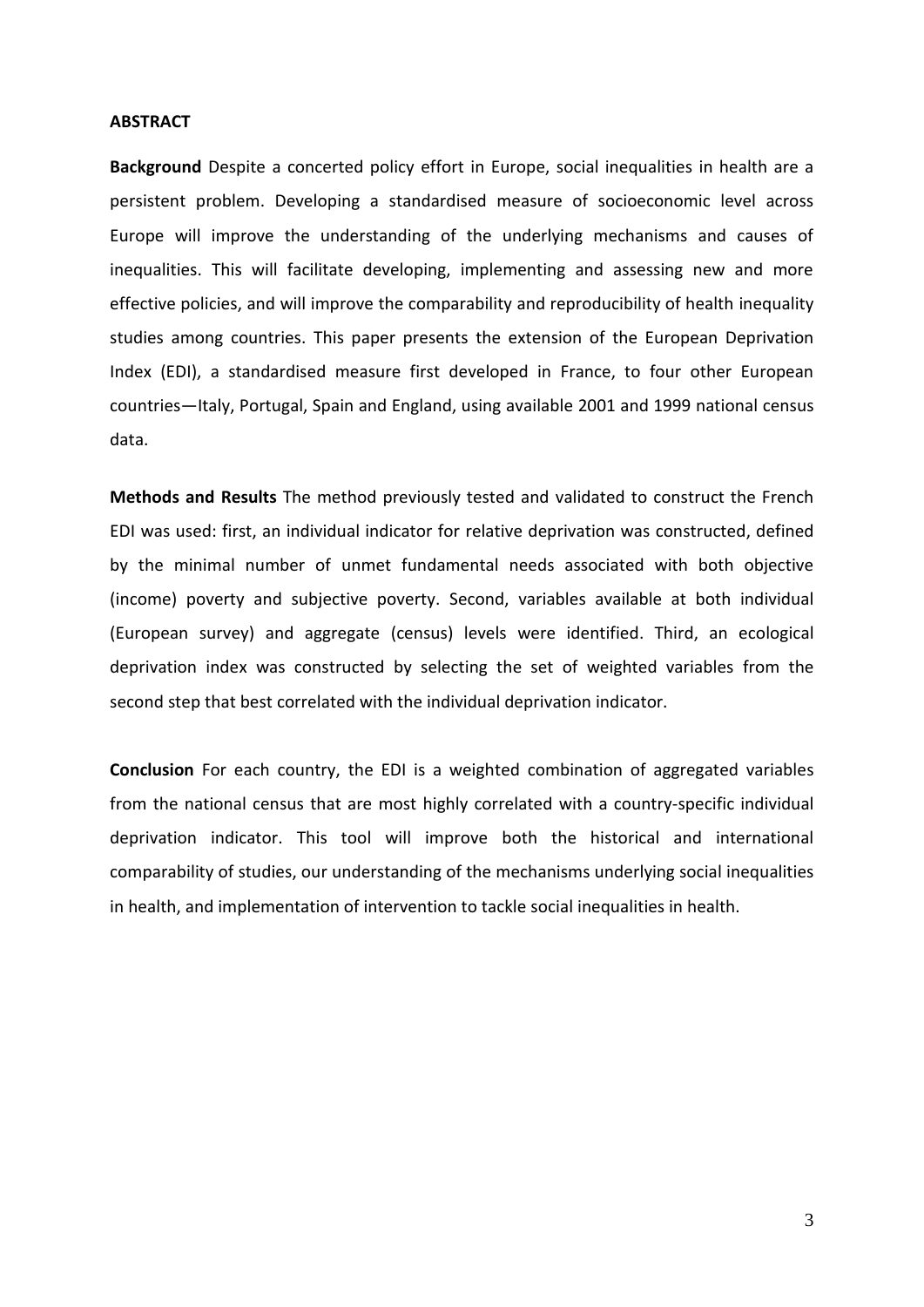**ABSTRACT**

**Background** Despite a concerted policy effort in Europe, social inequalities in health are a persistent problem. Developing a standardised measure of socioeconomic level across Europe will improve the understanding of the underlying mechanisms and causes of inequalities. This will facilitate developing, implementing and assessing new and more effective policies, and will improve the comparability and reproducibility of health inequality studies among countries. This paper presents the extension of the European Deprivation Index (EDI), a standardised measure first developed in France, to four other European countries—Italy, Portugal, Spain and England, using available 2001 and 1999 national census data.

**Methods and Results** The method previously tested and validated to construct the French EDI was used: first, an individual indicator for relative deprivation was constructed, defined by the minimal number of unmet fundamental needs associated with both objective (income) poverty and subjective poverty. Second, variables available at both individual (European survey) and aggregate (census) levels were identified. Third, an ecological deprivation index was constructed by selecting the set of weighted variables from the second step that best correlated with the individual deprivation indicator.

**Conclusion** For each country, the EDI is a weighted combination of aggregated variables from the national census that are most highly correlated with a country-specific individual deprivation indicator. This tool will improve both the historical and international comparability of studies, our understanding of the mechanisms underlying social inequalities in health, and implementation of intervention to tackle social inequalities in health.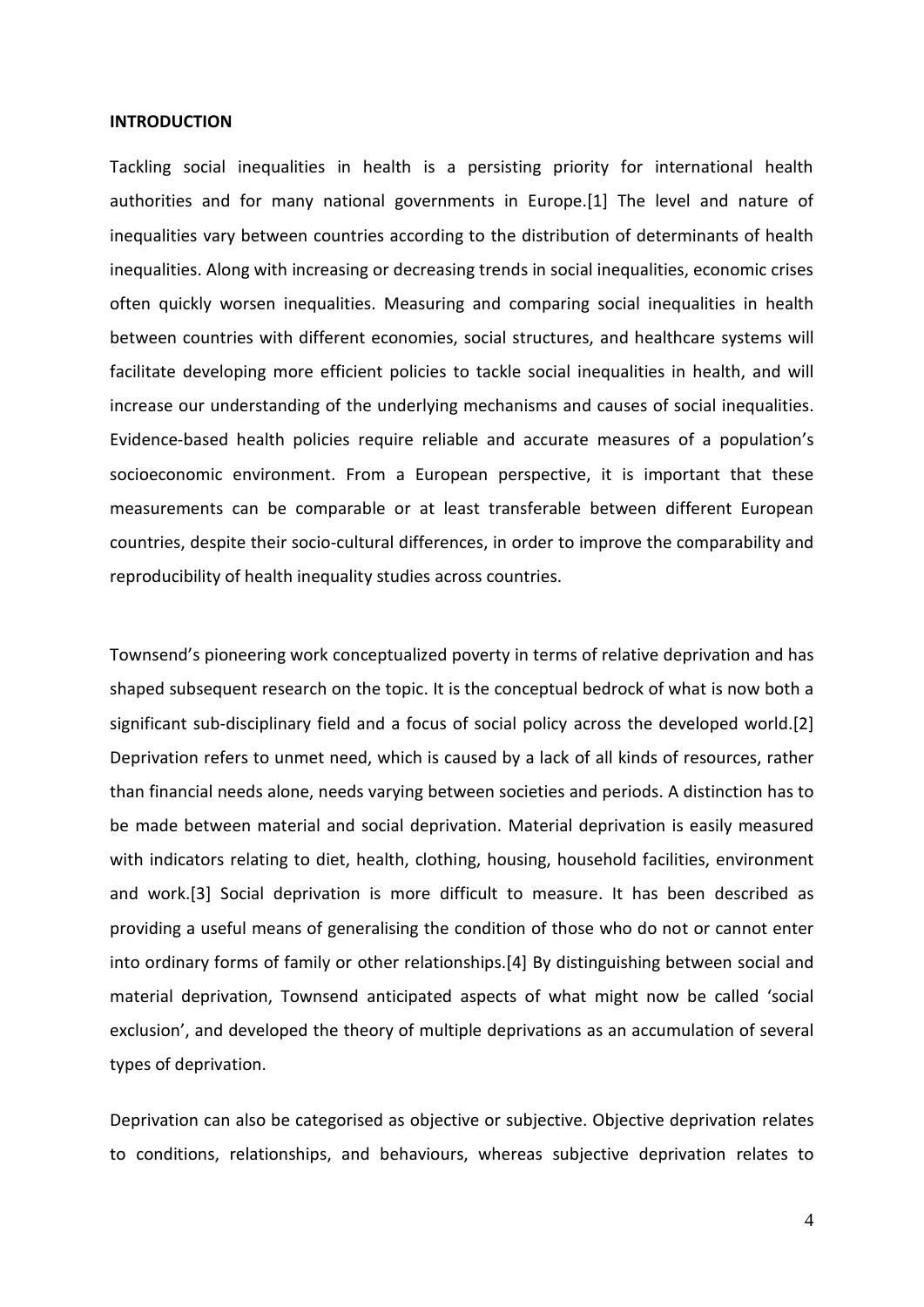**INTRODUCTION**

Tackling social inequalities in health is a persisting priority for international health authorities and for many national governments in Europe.[1] The level and nature of inequalities vary between countries according to the distribution of determinants of health inequalities. Along with increasing or decreasing trends in social inequalities, economic crises often quickly worsen inequalities. Measuring and comparing social inequalities in health between countries with different economies, social structures, and healthcare systems will facilitate developing more efficient policies to tackle social inequalities in health, and will increase our understanding of the underlying mechanisms and causes of social inequalities. Evidence-based health policies require reliable and accurate measures of a population's socioeconomic environment. From a European perspective, it is important that these measurements can be comparable or at least transferable between different European countries, despite their socio-cultural differences, in order to improve the comparability and reproducibility of health inequality studies across countries.

Townsend's pioneering work conceptualized poverty in terms of relative deprivation and has shaped subsequent research on the topic. It is the conceptual bedrock of what is now both a significant sub-disciplinary field and a focus of social policy across the developed world.[2] Deprivation refers to unmet need, which is caused by a lack of all kinds of resources, rather than financial needs alone, needs varying between societies and periods. A distinction has to be made between material and social deprivation. Material deprivation is easily measured with indicators relating to diet, health, clothing, housing, household facilities, environment and work.[3] Social deprivation is more difficult to measure. It has been described as providing a useful means of generalising the condition of those who do not or cannot enter into ordinary forms of family or other relationships.[4] By distinguishing between social and material deprivation, Townsend anticipated aspects of what might now be called 'social exclusion', and developed the theory of multiple deprivations as an accumulation of several types of deprivation.

Deprivation can also be categorised as objective or subjective. Objective deprivation relates to conditions, relationships, and behaviours, whereas subjective deprivation relates to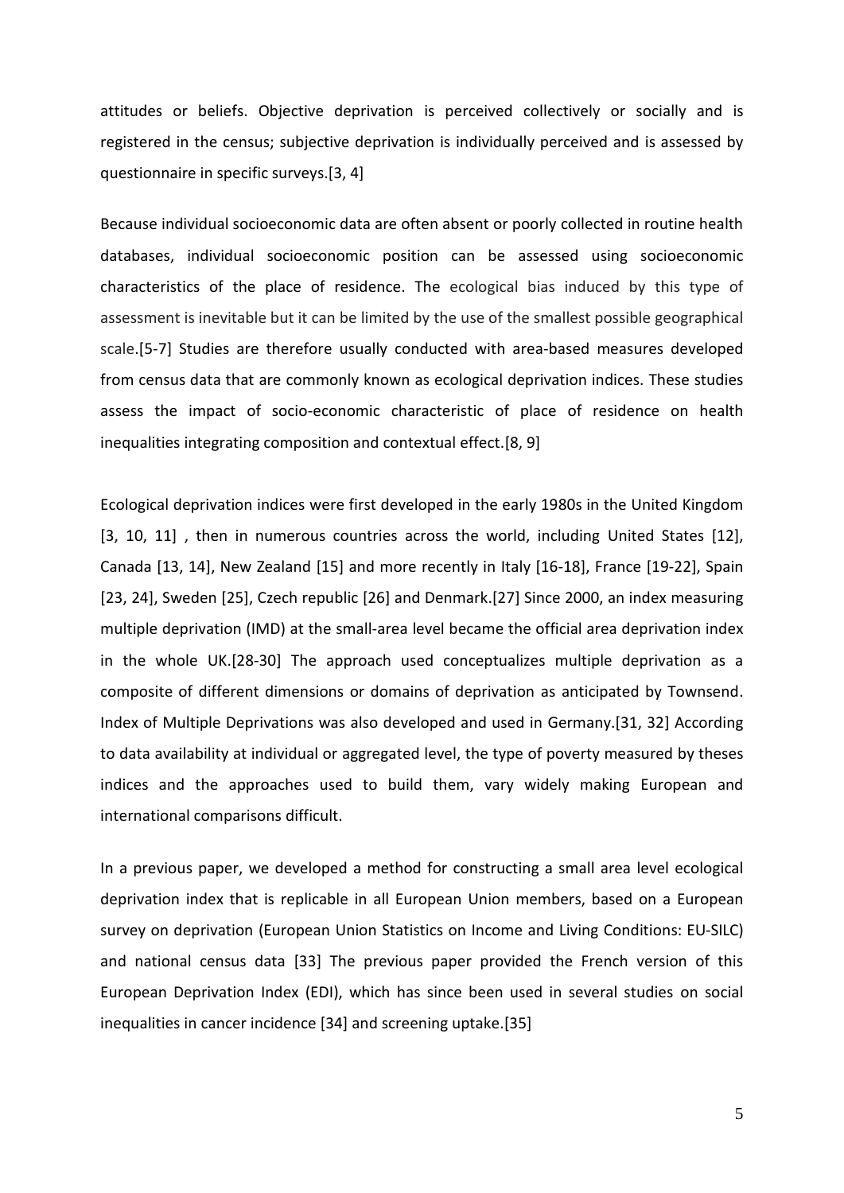attitudes or beliefs. Objective deprivation is perceived collectively or socially and is registered in the census; subjective deprivation is individually perceived and is assessed by questionnaire in specific surveys.[3, 4]

Because individual socioeconomic data are often absent or poorly collected in routine health databases, individual socioeconomic position can be assessed using socioeconomic characteristics of the place of residence. The ecological bias induced by this type of assessment is inevitable but it can be limited by the use of the smallest possible geographical scale.[5-7] Studies are therefore usually conducted with area-based measures developed from census data that are commonly known as ecological deprivation indices. These studies assess the impact of socio-economic characteristic of place of residence on health inequalities integrating composition and contextual effect.[8, 9]

Ecological deprivation indices were first developed in the early 1980s in the United Kingdom [3, 10, 11] , then in numerous countries across the world, including United States [12], Canada [13, 14], New Zealand [15] and more recently in Italy [16-18], France [19-22], Spain [23, 24], Sweden [25], Czech republic [26] and Denmark.[27] Since 2000, an index measuring multiple deprivation (IMD) at the small-area level became the official area deprivation index in the whole UK.[28-30] The approach used conceptualizes multiple deprivation as a composite of different dimensions or domains of deprivation as anticipated by Townsend. Index of Multiple Deprivations was also developed and used in Germany.[31, 32] According to data availability at individual or aggregated level, the type of poverty measured by theses indices and the approaches used to build them, vary widely making European and international comparisons difficult.

In a previous paper, we developed a method for constructing a small area level ecological deprivation index that is replicable in all European Union members, based on a European survey on deprivation (European Union Statistics on Income and Living Conditions: EU-SILC) and national census data [33] The previous paper provided the French version of this European Deprivation Index (EDI), which has since been used in several studies on social inequalities in cancer incidence [34] and screening uptake.[35]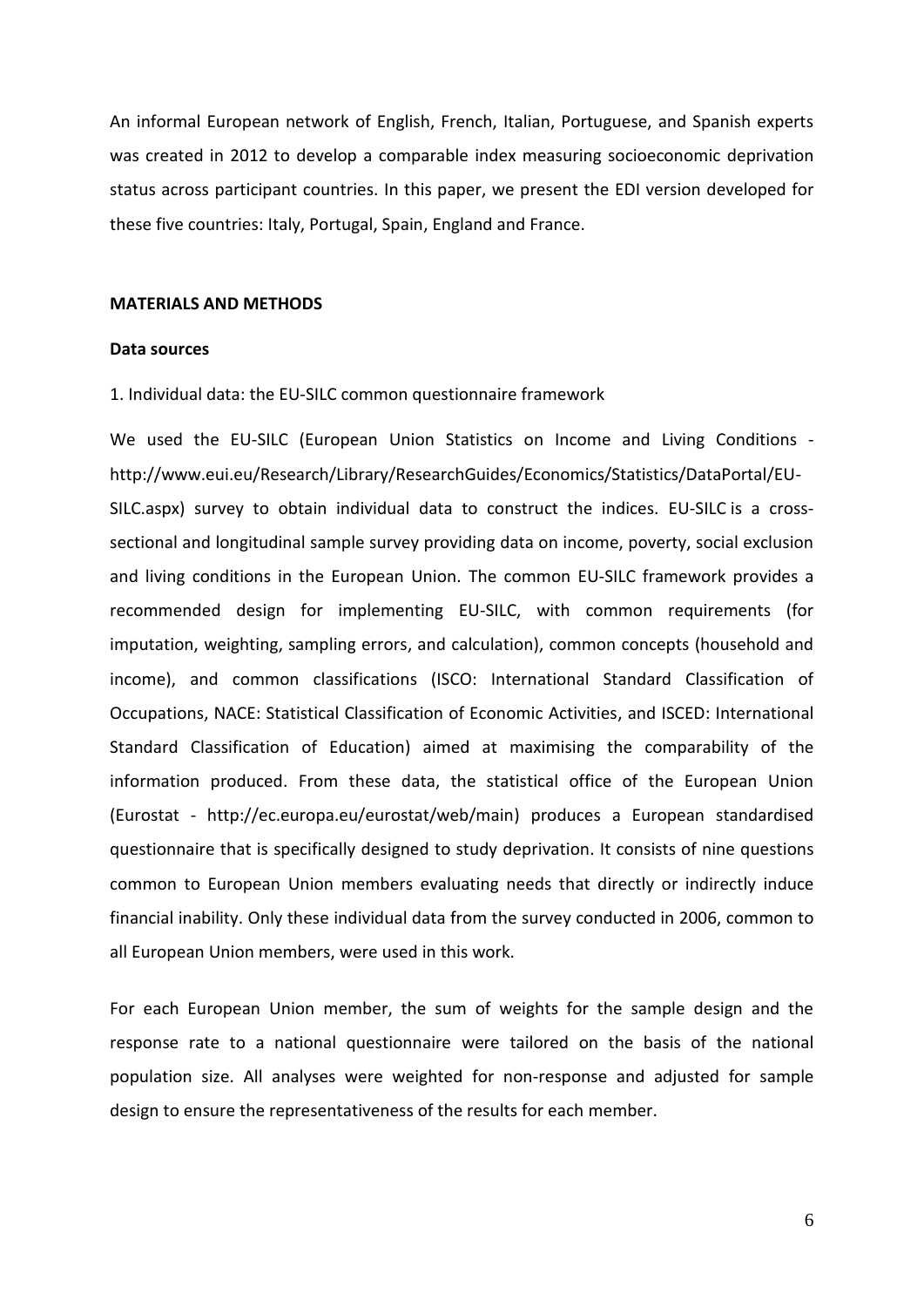An informal European network of English, French, Italian, Portuguese, and Spanish experts was created in 2012 to develop a comparable index measuring socioeconomic deprivation status across participant countries. In this paper, we present the EDI version developed for these five countries: Italy, Portugal, Spain, England and France.

## MATERIALS AND METHODS

### Data sources

1. Individual data: the EU-SILC common questionnaire framework

We used the EU-SILC (European Union Statistics on Income and Living Conditions - http://www.eui.eu/Research/Library/ResearchGuides/Economics/Statistics/DataPortal/EU-SILC.aspx) survey to obtain individual data to construct the indices. EU-SILC is a cross-sectional and longitudinal sample survey providing data on income, poverty, social exclusion and living conditions in the European Union. The common EU-SILC framework provides a recommended design for implementing EU-SILC, with common requirements (for imputation, weighting, sampling errors, and calculation), common concepts (household and income), and common classifications (ISCO: International Standard Classification of Occupations, NACE: Statistical Classification of Economic Activities, and ISCED: International Standard Classification of Education) aimed at maximising the comparability of the information produced. From these data, the statistical office of the European Union (Eurostat - http://ec.europa.eu/eurostat/web/main) produces a European standardised questionnaire that is specifically designed to study deprivation. It consists of nine questions common to European Union members evaluating needs that directly or indirectly induce financial inability. Only these individual data from the survey conducted in 2006, common to all European Union members, were used in this work.

For each European Union member, the sum of weights for the sample design and the response rate to a national questionnaire were tailored on the basis of the national population size. All analyses were weighted for non-response and adjusted for sample design to ensure the representativeness of the results for each member.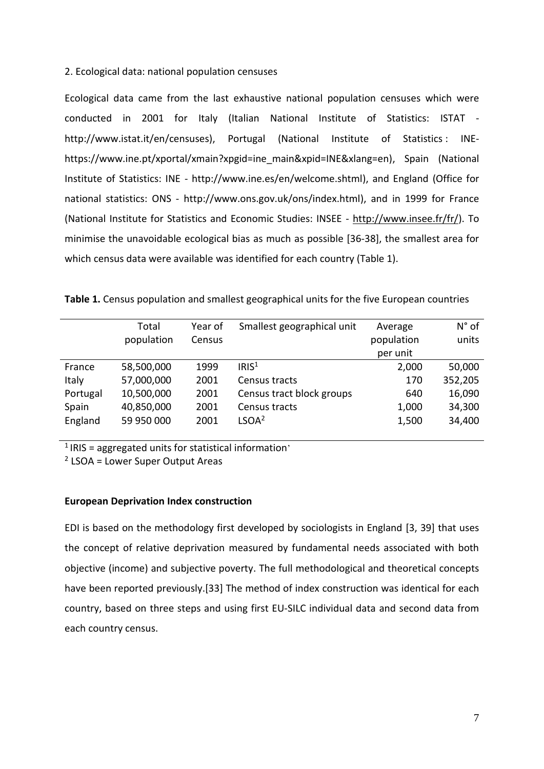2. Ecological data: national population censuses

Ecological data came from the last exhaustive national population censuses which were conducted in 2001 for Italy (Italian National Institute of Statistics: ISTAT - http://www.istat.it/en/censuses), Portugal (National Institute of Statistics : INE- https://www.ine.pt/xportal/xmain?xpgid=ine_main&xpid=INE&xlang=en), Spain (National Institute of Statistics: INE - http://www.ine.es/en/welcome.shtml), and England (Office for national statistics: ONS - http://www.ons.gov.uk/ons/index.html), and in 1999 for France (National Institute for Statistics and Economic Studies: INSEE - http://www.insee.fr/fr/). To minimise the unavoidable ecological bias as much as possible [36-38], the smallest area for which census data were available was identified for each country (Table 1).

**Table 1.** Census population and smallest geographical units for the five European countries

| | Total population | Year of Census | Smallest geographical unit | Average population per unit | N° of units |
|---|---|---|---|---|---|
| France | 58,500,000 | 1999 | IRIS[1] | 2,000 | 50,000 |
| Italy | 57,000,000 | 2001 | Census tracts | 170 | 352,205 |
| Portugal | 10,500,000 | 2001 | Census tract block groups | 640 | 16,090 |
| Spain | 40,850,000 | 2001 | Census tracts | 1,000 | 34,300 |
| England | 59 950 000 | 2001 | LSOA[2] | 1,500 | 34,400 |

[1] IRIS = aggregated units for statistical information'

[2] LSOA = Lower Super Output Areas

**European Deprivation Index construction**

EDI is based on the methodology first developed by sociologists in England [3, 39] that uses the concept of relative deprivation measured by fundamental needs associated with both objective (income) and subjective poverty. The full methodological and theoretical concepts have been reported previously.[33] The method of index construction was identical for each country, based on three steps and using first EU-SILC individual data and second data from each country census.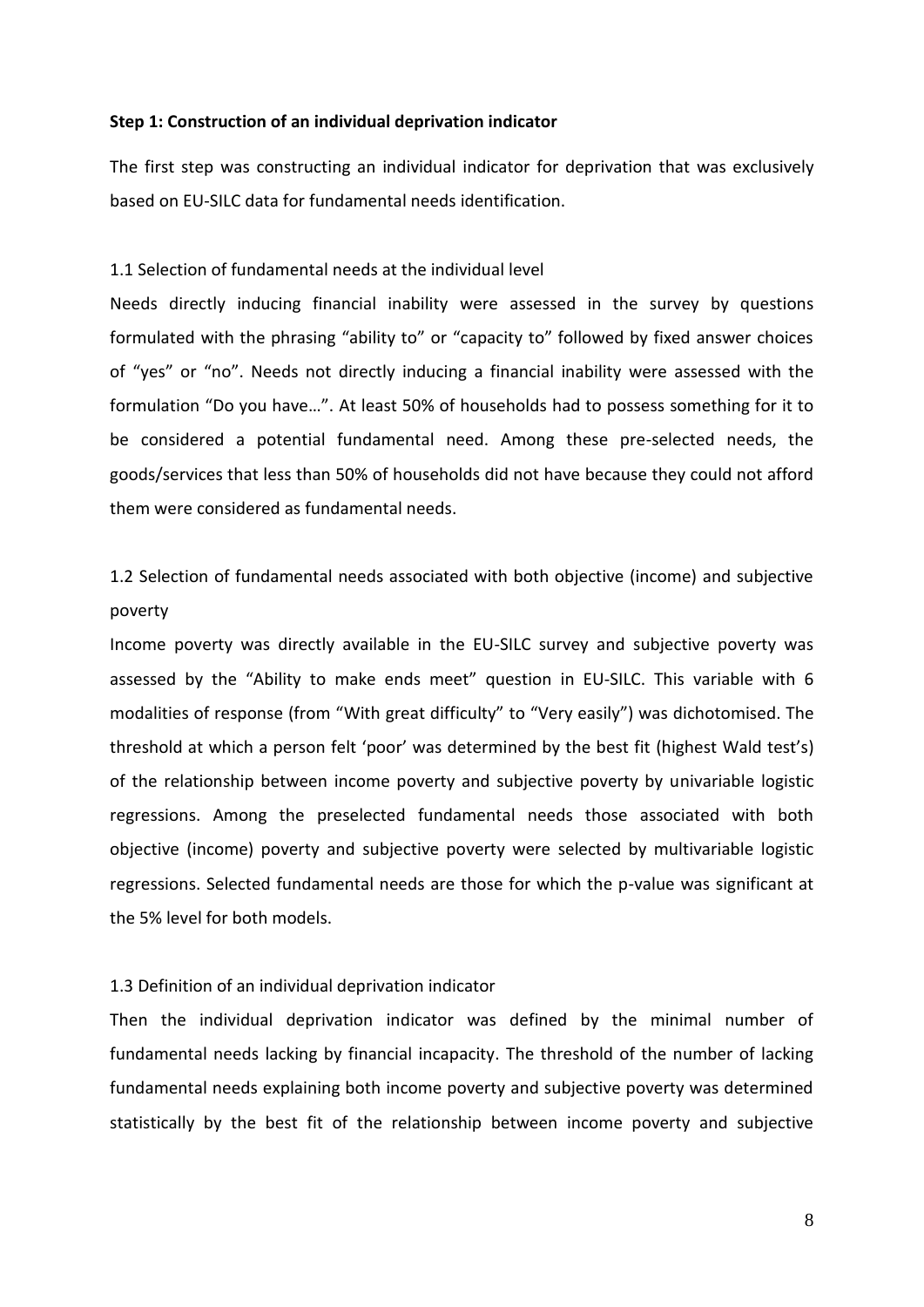**Step 1: Construction of an individual deprivation indicator**

The first step was constructing an individual indicator for deprivation that was exclusively based on EU-SILC data for fundamental needs identification.

1.1 Selection of fundamental needs at the individual level

Needs directly inducing financial inability were assessed in the survey by questions formulated with the phrasing “ability to” or “capacity to” followed by fixed answer choices of “yes” or “no”. Needs not directly inducing a financial inability were assessed with the formulation “Do you have…”. At least 50% of households had to possess something for it to be considered a potential fundamental need. Among these pre-selected needs, the goods/services that less than 50% of households did not have because they could not afford them were considered as fundamental needs.

1.2 Selection of fundamental needs associated with both objective (income) and subjective poverty

Income poverty was directly available in the EU-SILC survey and subjective poverty was assessed by the “Ability to make ends meet” question in EU-SILC. This variable with 6 modalities of response (from “With great difficulty” to “Very easily”) was dichotomised. The threshold at which a person felt ‘poor’ was determined by the best fit (highest Wald test’s) of the relationship between income poverty and subjective poverty by univariable logistic regressions. Among the preselected fundamental needs those associated with both objective (income) poverty and subjective poverty were selected by multivariable logistic regressions. Selected fundamental needs are those for which the p-value was significant at the 5% level for both models.

1.3 Definition of an individual deprivation indicator

Then the individual deprivation indicator was defined by the minimal number of fundamental needs lacking by financial incapacity. The threshold of the number of lacking fundamental needs explaining both income poverty and subjective poverty was determined statistically by the best fit of the relationship between income poverty and subjective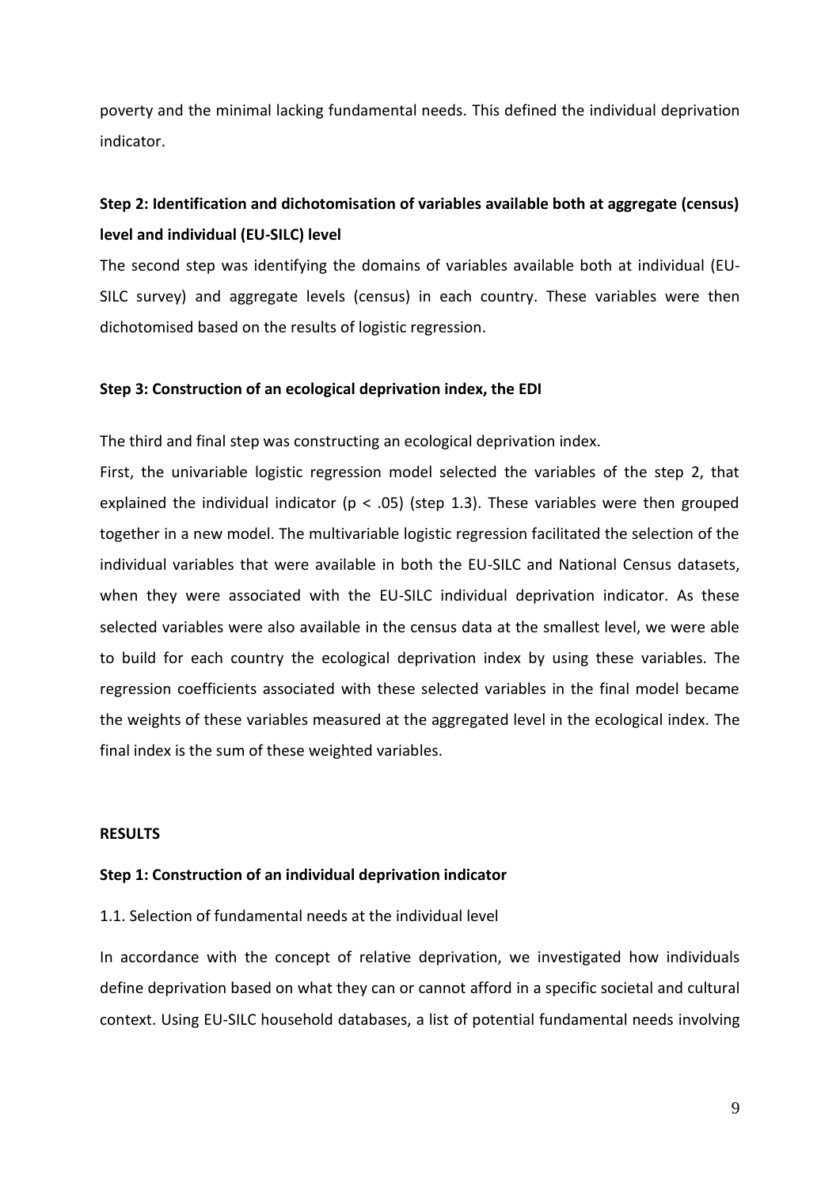poverty and the minimal lacking fundamental needs. This defined the individual deprivation indicator.

### Step 2: Identification and dichotomisation of variables available both at aggregate (census) level and individual (EU-SILC) level

The second step was identifying the domains of variables available both at individual (EU-SILC survey) and aggregate levels (census) in each country. These variables were then dichotomised based on the results of logistic regression.

### Step 3: Construction of an ecological deprivation index, the EDI

The third and final step was constructing an ecological deprivation index.

First, the univariable logistic regression model selected the variables of the step 2, that explained the individual indicator ($p < .05$) (step 1.3). These variables were then grouped together in a new model. The multivariable logistic regression facilitated the selection of the individual variables that were available in both the EU-SILC and National Census datasets, when they were associated with the EU-SILC individual deprivation indicator. As these selected variables were also available in the census data at the smallest level, we were able to build for each country the ecological deprivation index by using these variables. The regression coefficients associated with these selected variables in the final model became the weights of these variables measured at the aggregated level in the ecological index. The final index is the sum of these weighted variables.

## RESULTS

### Step 1: Construction of an individual deprivation indicator

1.1. Selection of fundamental needs at the individual level

In accordance with the concept of relative deprivation, we investigated how individuals define deprivation based on what they can or cannot afford in a specific societal and cultural context. Using EU-SILC household databases, a list of potential fundamental needs involving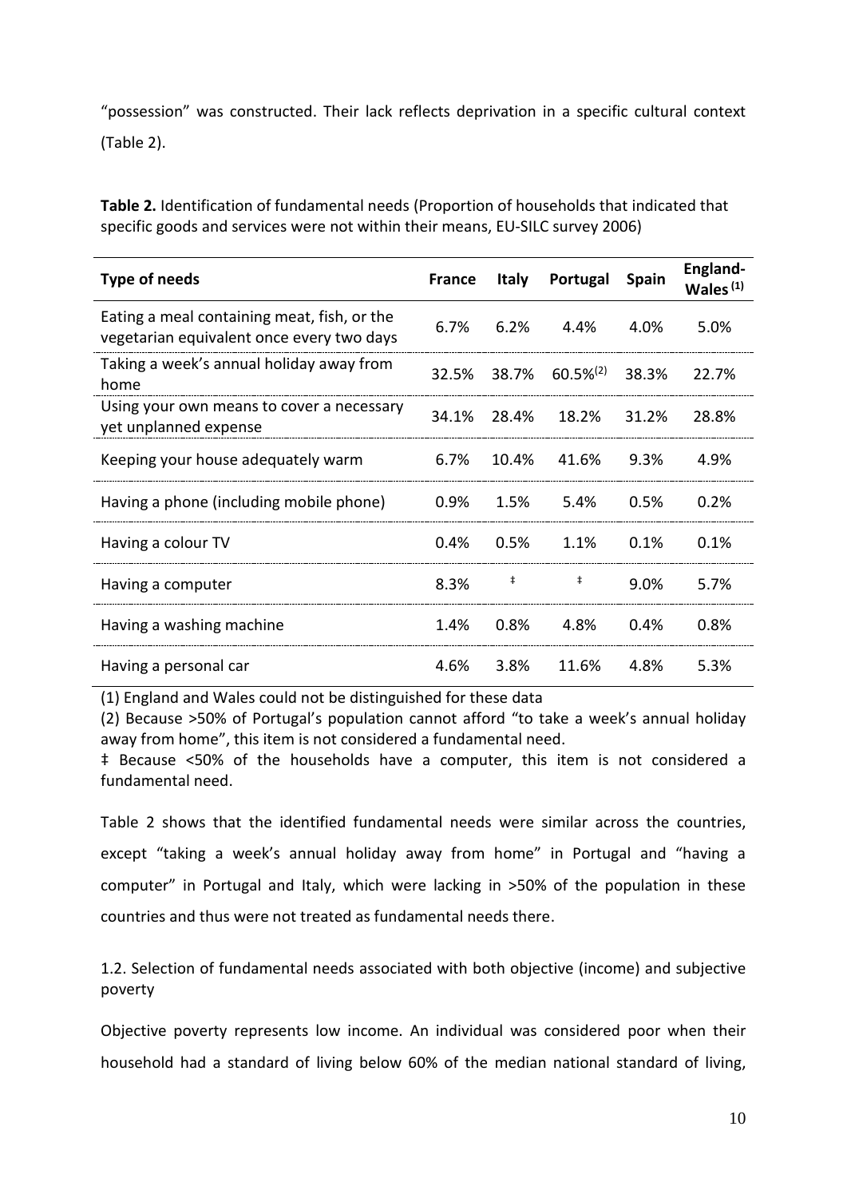"possession" was constructed. Their lack reflects deprivation in a specific cultural context (Table 2).

**Table 2.** Identification of fundamental needs (Proportion of households that indicated that specific goods and services were not within their means, EU-SILC survey 2006)

| Type of needs | France | Italy | Portugal | Spain | England-Wales [(1)] |
|---|---|---|---|---|---|
| Eating a meal containing meat, fish, or the vegetarian equivalent once every two days | 6.7% | 6.2% | 4.4% | 4.0% | 5.0% |
| Taking a week's annual holiday away from home | 32.5% | 38.7% | 60.5%[(2)] | 38.3% | 22.7% |
| Using your own means to cover a necessary yet unplanned expense | 34.1% | 28.4% | 18.2% | 31.2% | 28.8% |
| Keeping your house adequately warm | 6.7% | 10.4% | 41.6% | 9.3% | 4.9% |
| Having a phone (including mobile phone) | 0.9% | 1.5% | 5.4% | 0.5% | 0.2% |
| Having a colour TV | 0.4% | 0.5% | 1.1% | 0.1% | 0.1% |
| Having a computer | 8.3% | ‡ | ‡ | 9.0% | 5.7% |
| Having a washing machine | 1.4% | 0.8% | 4.8% | 0.4% | 0.8% |
| Having a personal car | 4.6% | 3.8% | 11.6% | 4.8% | 5.3% |

(1) England and Wales could not be distinguished for these data

(2) Because >50% of Portugal's population cannot afford "to take a week's annual holiday away from home", this item is not considered a fundamental need.

‡ Because <50% of the households have a computer, this item is not considered a fundamental need.

Table 2 shows that the identified fundamental needs were similar across the countries, except "taking a week's annual holiday away from home" in Portugal and "having a computer" in Portugal and Italy, which were lacking in >50% of the population in these countries and thus were not treated as fundamental needs there.

1.2. Selection of fundamental needs associated with both objective (income) and subjective poverty

Objective poverty represents low income. An individual was considered poor when their household had a standard of living below 60% of the median national standard of living,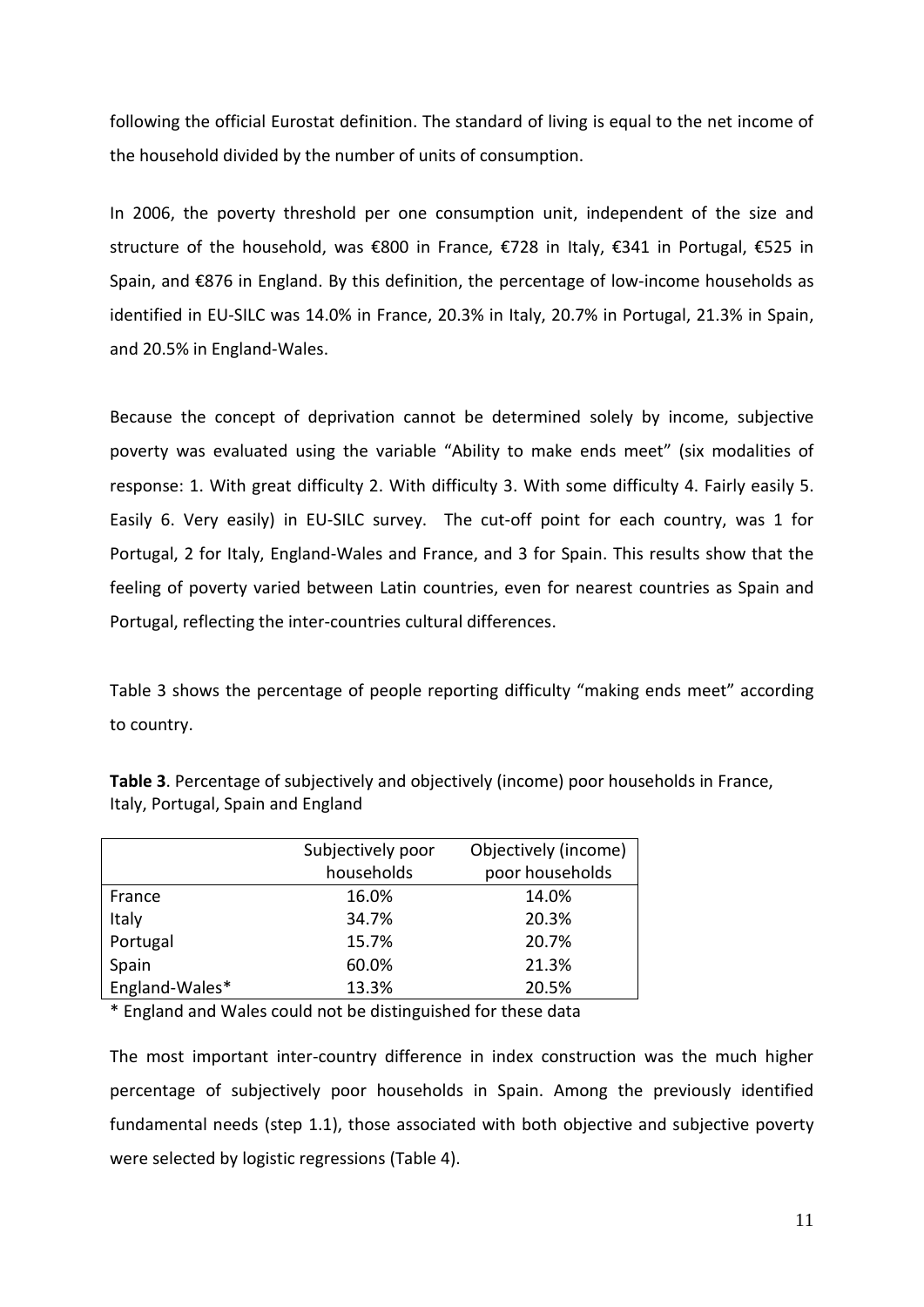following the official Eurostat definition. The standard of living is equal to the net income of the household divided by the number of units of consumption.

In 2006, the poverty threshold per one consumption unit, independent of the size and structure of the household, was €800 in France, €728 in Italy, €341 in Portugal, €525 in Spain, and €876 in England. By this definition, the percentage of low-income households as identified in EU-SILC was 14.0% in France, 20.3% in Italy, 20.7% in Portugal, 21.3% in Spain, and 20.5% in England-Wales.

Because the concept of deprivation cannot be determined solely by income, subjective poverty was evaluated using the variable "Ability to make ends meet" (six modalities of response: 1. With great difficulty 2. With difficulty 3. With some difficulty 4. Fairly easily 5. Easily 6. Very easily) in EU-SILC survey. The cut-off point for each country, was 1 for Portugal, 2 for Italy, England-Wales and France, and 3 for Spain. This results show that the feeling of poverty varied between Latin countries, even for nearest countries as Spain and Portugal, reflecting the inter-countries cultural differences.

Table 3 shows the percentage of people reporting difficulty "making ends meet" according to country.

**Table 3**. Percentage of subjectively and objectively (income) poor households in France, Italy, Portugal, Spain and England

| | Subjectively poor households | Objectively (income) poor households |
|---|---|---|
| France | 16.0% | 14.0% |
| Italy | 34.7% | 20.3% |
| Portugal | 15.7% | 20.7% |
| Spain | 60.0% | 21.3% |
| England-Wales* | 13.3% | 20.5% |

* England and Wales could not be distinguished for these data

The most important inter-country difference in index construction was the much higher percentage of subjectively poor households in Spain. Among the previously identified fundamental needs (step 1.1), those associated with both objective and subjective poverty were selected by logistic regressions (Table 4).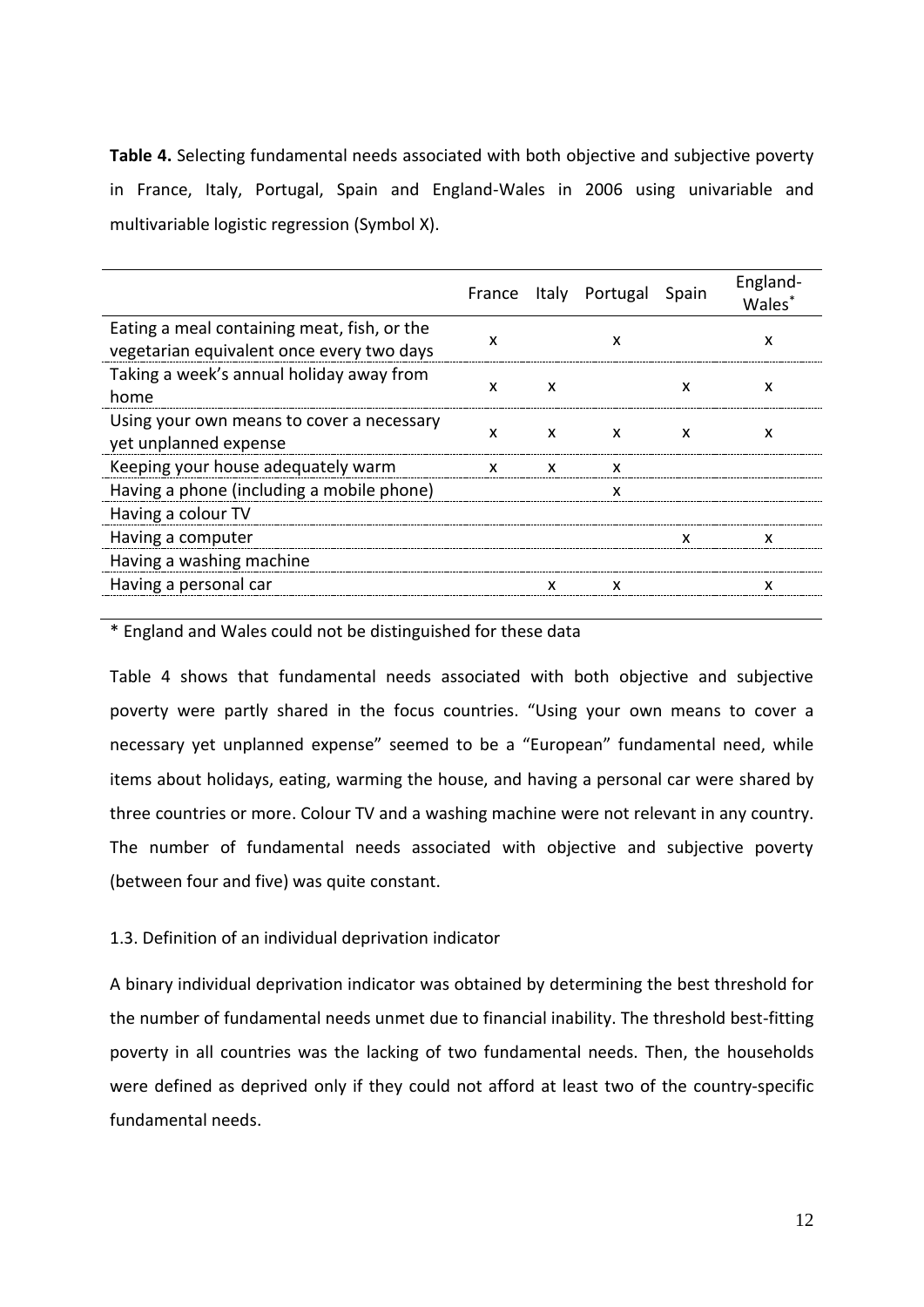**Table 4.** Selecting fundamental needs associated with both objective and subjective poverty in France, Italy, Portugal, Spain and England-Wales in 2006 using univariable and multivariable logistic regression (Symbol X).

| | France | Italy | Portugal | Spain | England-Wales* |
|---|---|---|---|---|---|
| Eating a meal containing meat, fish, or the vegetarian equivalent once every two days | x | | x | | x |
| Taking a week's annual holiday away from home | x | x | | x | x |
| Using your own means to cover a necessary yet unplanned expense | x | x | x | x | x |
| Keeping your house adequately warm | x | x | x | | |
| Having a phone (including a mobile phone) | | | x | | |
| Having a colour TV | | | | | |
| Having a computer | | | | x | x |
| Having a washing machine | | | | | |
| Having a personal car | | x | x | | x |

\* England and Wales could not be distinguished for these data

Table 4 shows that fundamental needs associated with both objective and subjective poverty were partly shared in the focus countries. "Using your own means to cover a necessary yet unplanned expense" seemed to be a "European" fundamental need, while items about holidays, eating, warming the house, and having a personal car were shared by three countries or more. Colour TV and a washing machine were not relevant in any country. The number of fundamental needs associated with objective and subjective poverty (between four and five) was quite constant.

1.3. Definition of an individual deprivation indicator

A binary individual deprivation indicator was obtained by determining the best threshold for the number of fundamental needs unmet due to financial inability. The threshold best-fitting poverty in all countries was the lacking of two fundamental needs. Then, the households were defined as deprived only if they could not afford at least two of the country-specific fundamental needs.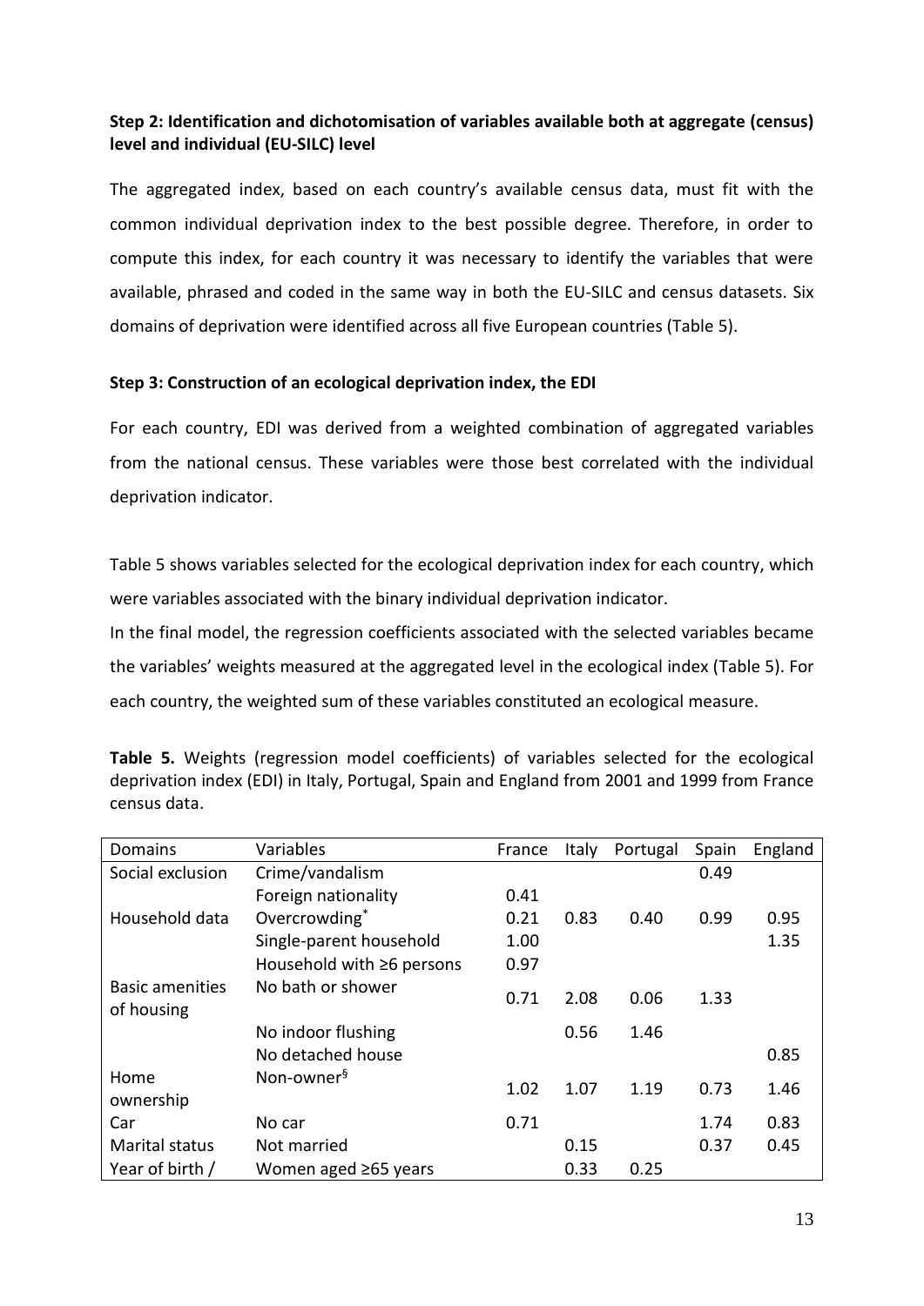**Step 2: Identification and dichotomisation of variables available both at aggregate (census) level and individual (EU-SILC) level**

The aggregated index, based on each country's available census data, must fit with the common individual deprivation index to the best possible degree. Therefore, in order to compute this index, for each country it was necessary to identify the variables that were available, phrased and coded in the same way in both the EU-SILC and census datasets. Six domains of deprivation were identified across all five European countries (Table 5).

**Step 3: Construction of an ecological deprivation index, the EDI**

For each country, EDI was derived from a weighted combination of aggregated variables from the national census. These variables were those best correlated with the individual deprivation indicator.

Table 5 shows variables selected for the ecological deprivation index for each country, which were variables associated with the binary individual deprivation indicator.

In the final model, the regression coefficients associated with the selected variables became the variables' weights measured at the aggregated level in the ecological index (Table 5). For each country, the weighted sum of these variables constituted an ecological measure.

**Table 5.** Weights (regression model coefficients) of variables selected for the ecological deprivation index (EDI) in Italy, Portugal, Spain and England from 2001 and 1999 from France census data.

| Domains | Variables | France | Italy | Portugal | Spain | England |
|---|---|---|---|---|---|---|
| Social exclusion | Crime/vandalism | | | | 0.49 | |
| | Foreign nationality | 0.41 | | | | |
| Household data | Overcrowding* | 0.21 | 0.83 | 0.40 | 0.99 | 0.95 |
| | Single-parent household | 1.00 | | | | 1.35 |
| | Household with ≥6 persons | 0.97 | | | | |
| Basic amenities of housing | No bath or shower | 0.71 | 2.08 | 0.06 | 1.33 | |
| | No indoor flushing | | 0.56 | 1.46 | | |
| | No detached house | | | | | 0.85 |
| Home ownership | Non-owner§ | 1.02 | 1.07 | 1.19 | 0.73 | 1.46 |
| Car | No car | 0.71 | | | 1.74 | 0.83 |
| Marital status | Not married | | 0.15 | | 0.37 | 0.45 |
| Year of birth / | Women aged ≥65 years | | 0.33 | 0.25 | | |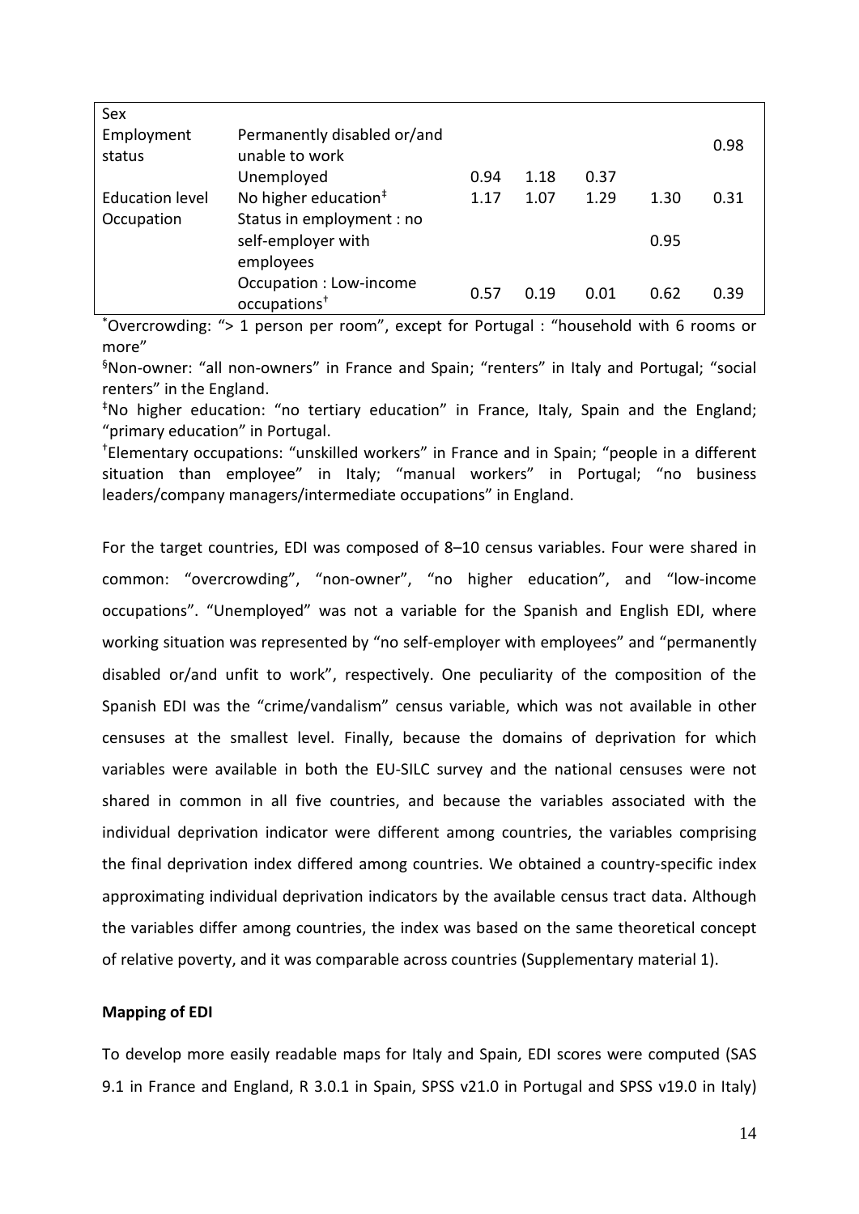| | | | | | | |
|---|---|---|---|---|---|---|
| Sex | | | | | | |
| Employment status | Permanently disabled or/and unable to work | | | | | 0.98 |
| | Unemployed | 0.94 | 1.18 | 0.37 | | |
| Education level | No higher education‡ | 1.17 | 1.07 | 1.29 | 1.30 | 0.31 |
| Occupation | Status in employment : no self-employer with employees | | | | 0.95 | |
| | Occupation : Low-income occupations† | 0.57 | 0.19 | 0.01 | 0.62 | 0.39 |

*Overcrowding: "> 1 person per room", except for Portugal : "household with 6 rooms or more"

§Non-owner: "all non-owners" in France and Spain; "renters" in Italy and Portugal; "social renters" in the England.

‡No higher education: "no tertiary education" in France, Italy, Spain and the England; "primary education" in Portugal.

†Elementary occupations: "unskilled workers" in France and in Spain; "people in a different situation than employee" in Italy; "manual workers" in Portugal; "no business leaders/company managers/intermediate occupations" in England.

For the target countries, EDI was composed of 8–10 census variables. Four were shared in common: "overcrowding", "non-owner", "no higher education", and "low-income occupations". "Unemployed" was not a variable for the Spanish and English EDI, where working situation was represented by "no self-employer with employees" and "permanently disabled or/and unfit to work", respectively. One peculiarity of the composition of the Spanish EDI was the "crime/vandalism" census variable, which was not available in other censuses at the smallest level. Finally, because the domains of deprivation for which variables were available in both the EU-SILC survey and the national censuses were not shared in common in all five countries, and because the variables associated with the individual deprivation indicator were different among countries, the variables comprising the final deprivation index differed among countries. We obtained a country-specific index approximating individual deprivation indicators by the available census tract data. Although the variables differ among countries, the index was based on the same theoretical concept of relative poverty, and it was comparable across countries (Supplementary material 1).

**Mapping of EDI**

To develop more easily readable maps for Italy and Spain, EDI scores were computed (SAS 9.1 in France and England, R 3.0.1 in Spain, SPSS v21.0 in Portugal and SPSS v19.0 in Italy)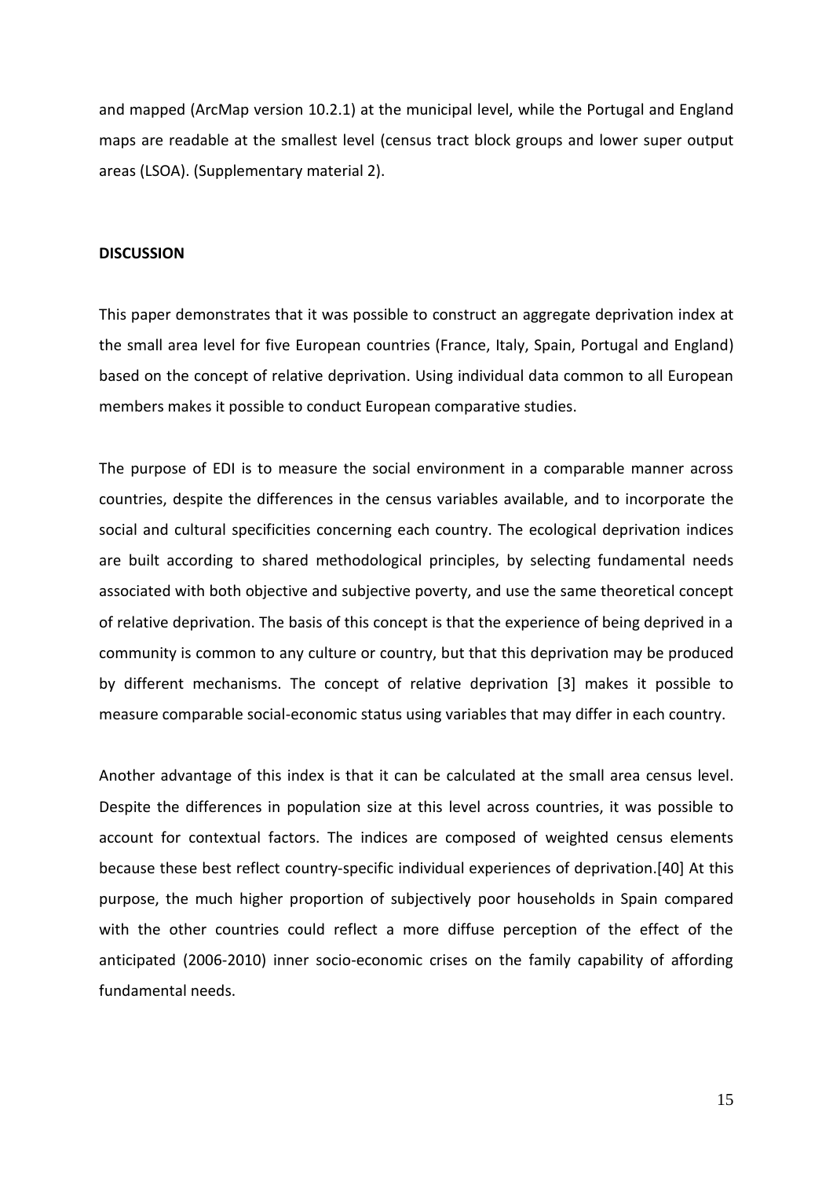and mapped (ArcMap version 10.2.1) at the municipal level, while the Portugal and England maps are readable at the smallest level (census tract block groups and lower super output areas (LSOA). (Supplementary material 2).

## DISCUSSION

This paper demonstrates that it was possible to construct an aggregate deprivation index at the small area level for five European countries (France, Italy, Spain, Portugal and England) based on the concept of relative deprivation. Using individual data common to all European members makes it possible to conduct European comparative studies.

The purpose of EDI is to measure the social environment in a comparable manner across countries, despite the differences in the census variables available, and to incorporate the social and cultural specificities concerning each country. The ecological deprivation indices are built according to shared methodological principles, by selecting fundamental needs associated with both objective and subjective poverty, and use the same theoretical concept of relative deprivation. The basis of this concept is that the experience of being deprived in a community is common to any culture or country, but that this deprivation may be produced by different mechanisms. The concept of relative deprivation [3] makes it possible to measure comparable social-economic status using variables that may differ in each country.

Another advantage of this index is that it can be calculated at the small area census level. Despite the differences in population size at this level across countries, it was possible to account for contextual factors. The indices are composed of weighted census elements because these best reflect country-specific individual experiences of deprivation.[40] At this purpose, the much higher proportion of subjectively poor households in Spain compared with the other countries could reflect a more diffuse perception of the effect of the anticipated (2006-2010) inner socio-economic crises on the family capability of affording fundamental needs.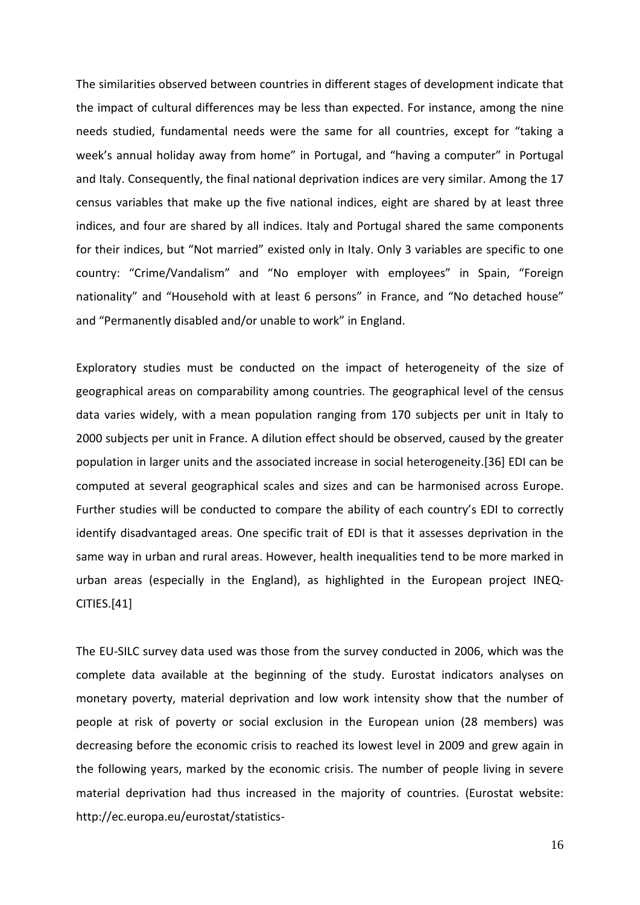The similarities observed between countries in different stages of development indicate that the impact of cultural differences may be less than expected. For instance, among the nine needs studied, fundamental needs were the same for all countries, except for “taking a week’s annual holiday away from home” in Portugal, and “having a computer” in Portugal and Italy. Consequently, the final national deprivation indices are very similar. Among the 17 census variables that make up the five national indices, eight are shared by at least three indices, and four are shared by all indices. Italy and Portugal shared the same components for their indices, but “Not married” existed only in Italy. Only 3 variables are specific to one country: “Crime/Vandalism” and “No employer with employees” in Spain, “Foreign nationality” and “Household with at least 6 persons” in France, and “No detached house” and “Permanently disabled and/or unable to work” in England.

Exploratory studies must be conducted on the impact of heterogeneity of the size of geographical areas on comparability among countries. The geographical level of the census data varies widely, with a mean population ranging from 170 subjects per unit in Italy to 2000 subjects per unit in France. A dilution effect should be observed, caused by the greater population in larger units and the associated increase in social heterogeneity.[36] EDI can be computed at several geographical scales and sizes and can be harmonised across Europe. Further studies will be conducted to compare the ability of each country’s EDI to correctly identify disadvantaged areas. One specific trait of EDI is that it assesses deprivation in the same way in urban and rural areas. However, health inequalities tend to be more marked in urban areas (especially in the England), as highlighted in the European project INEQ-CITIES.[41]

The EU-SILC survey data used was those from the survey conducted in 2006, which was the complete data available at the beginning of the study. Eurostat indicators analyses on monetary poverty, material deprivation and low work intensity show that the number of people at risk of poverty or social exclusion in the European union (28 members) was decreasing before the economic crisis to reached its lowest level in 2009 and grew again in the following years, marked by the economic crisis. The number of people living in severe material deprivation had thus increased in the majority of countries. (Eurostat website: http://ec.europa.eu/eurostat/statistics-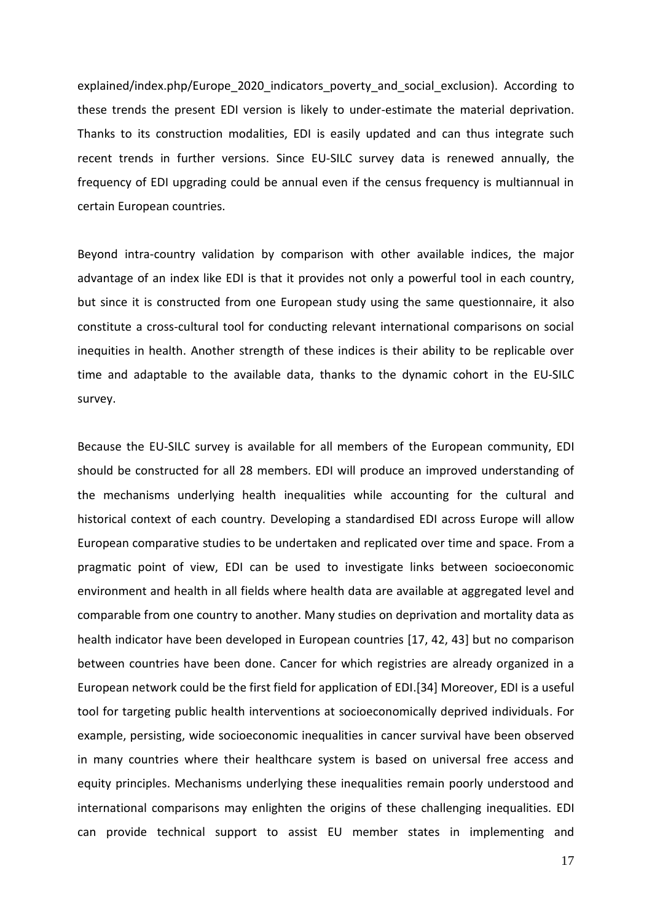explained/index.php/Europe_2020_indicators_poverty_and_social_exclusion). According to these trends the present EDI version is likely to under-estimate the material deprivation. Thanks to its construction modalities, EDI is easily updated and can thus integrate such recent trends in further versions. Since EU-SILC survey data is renewed annually, the frequency of EDI upgrading could be annual even if the census frequency is multiannual in certain European countries.

Beyond intra-country validation by comparison with other available indices, the major advantage of an index like EDI is that it provides not only a powerful tool in each country, but since it is constructed from one European study using the same questionnaire, it also constitute a cross-cultural tool for conducting relevant international comparisons on social inequities in health. Another strength of these indices is their ability to be replicable over time and adaptable to the available data, thanks to the dynamic cohort in the EU-SILC survey.

Because the EU-SILC survey is available for all members of the European community, EDI should be constructed for all 28 members. EDI will produce an improved understanding of the mechanisms underlying health inequalities while accounting for the cultural and historical context of each country. Developing a standardised EDI across Europe will allow European comparative studies to be undertaken and replicated over time and space. From a pragmatic point of view, EDI can be used to investigate links between socioeconomic environment and health in all fields where health data are available at aggregated level and comparable from one country to another. Many studies on deprivation and mortality data as health indicator have been developed in European countries [17, 42, 43] but no comparison between countries have been done. Cancer for which registries are already organized in a European network could be the first field for application of EDI.[34] Moreover, EDI is a useful tool for targeting public health interventions at socioeconomically deprived individuals. For example, persisting, wide socioeconomic inequalities in cancer survival have been observed in many countries where their healthcare system is based on universal free access and equity principles. Mechanisms underlying these inequalities remain poorly understood and international comparisons may enlighten the origins of these challenging inequalities. EDI can provide technical support to assist EU member states in implementing and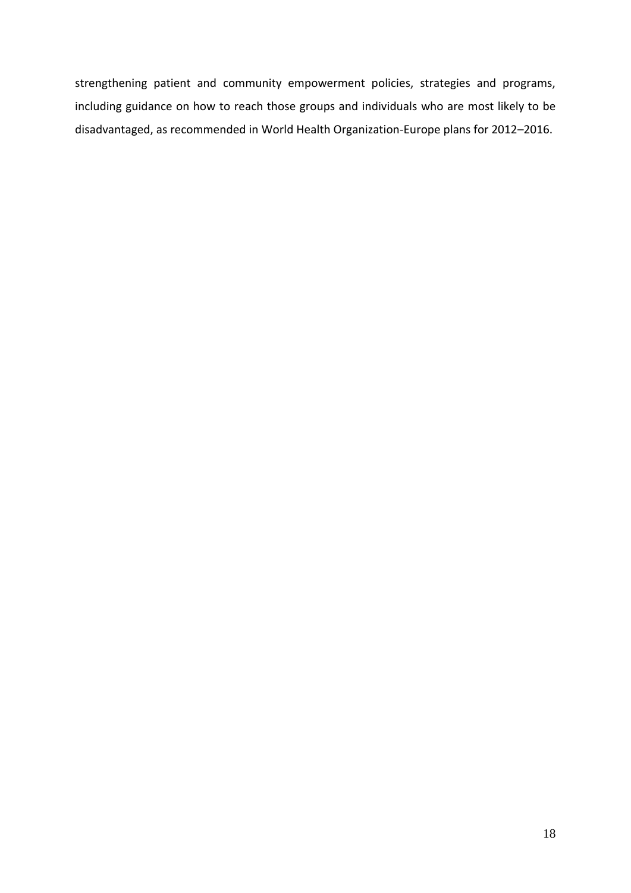strengthening patient and community empowerment policies, strategies and programs, including guidance on how to reach those groups and individuals who are most likely to be disadvantaged, as recommended in World Health Organization-Europe plans for 2012–2016.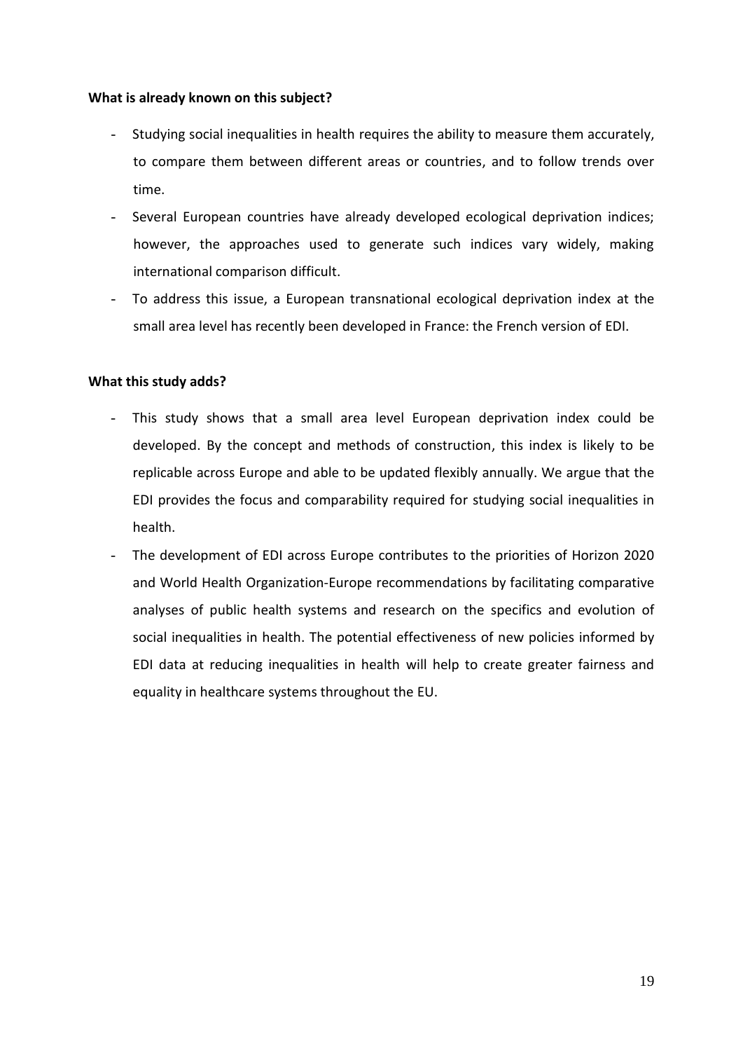**What is already known on this subject?**

- Studying social inequalities in health requires the ability to measure them accurately, to compare them between different areas or countries, and to follow trends over time.
- Several European countries have already developed ecological deprivation indices; however, the approaches used to generate such indices vary widely, making international comparison difficult.
- To address this issue, a European transnational ecological deprivation index at the small area level has recently been developed in France: the French version of EDI.

**What this study adds?**

- This study shows that a small area level European deprivation index could be developed. By the concept and methods of construction, this index is likely to be replicable across Europe and able to be updated flexibly annually. We argue that the EDI provides the focus and comparability required for studying social inequalities in health.
- The development of EDI across Europe contributes to the priorities of Horizon 2020 and World Health Organization-Europe recommendations by facilitating comparative analyses of public health systems and research on the specifics and evolution of social inequalities in health. The potential effectiveness of new policies informed by EDI data at reducing inequalities in health will help to create greater fairness and equality in healthcare systems throughout the EU.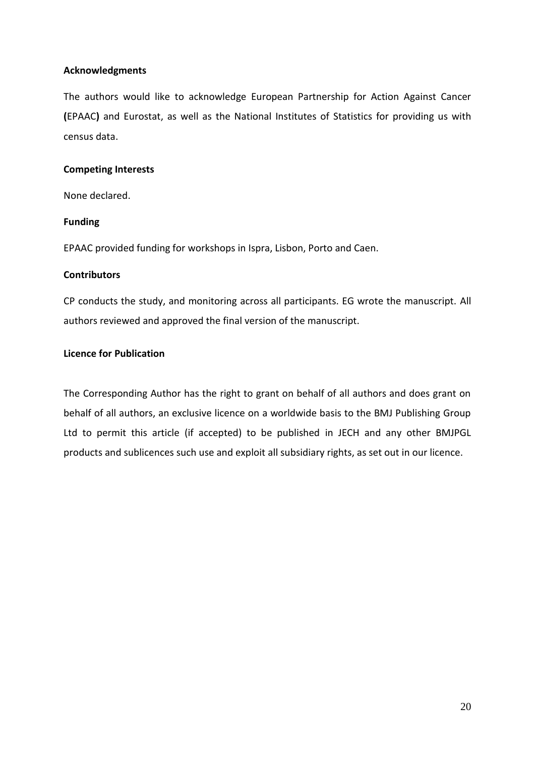**Acknowledgments**

The authors would like to acknowledge European Partnership for Action Against Cancer **(**EPAAC**)** and Eurostat, as well as the National Institutes of Statistics for providing us with census data.

**Competing Interests**

None declared.

**Funding**

EPAAC provided funding for workshops in Ispra, Lisbon, Porto and Caen.

**Contributors**

CP conducts the study, and monitoring across all participants. EG wrote the manuscript. All authors reviewed and approved the final version of the manuscript.

**Licence for Publication**

The Corresponding Author has the right to grant on behalf of all authors and does grant on behalf of all authors, an exclusive licence on a worldwide basis to the BMJ Publishing Group Ltd to permit this article (if accepted) to be published in JECH and any other BMJPGL products and sublicences such use and exploit all subsidiary rights, as set out in our licence.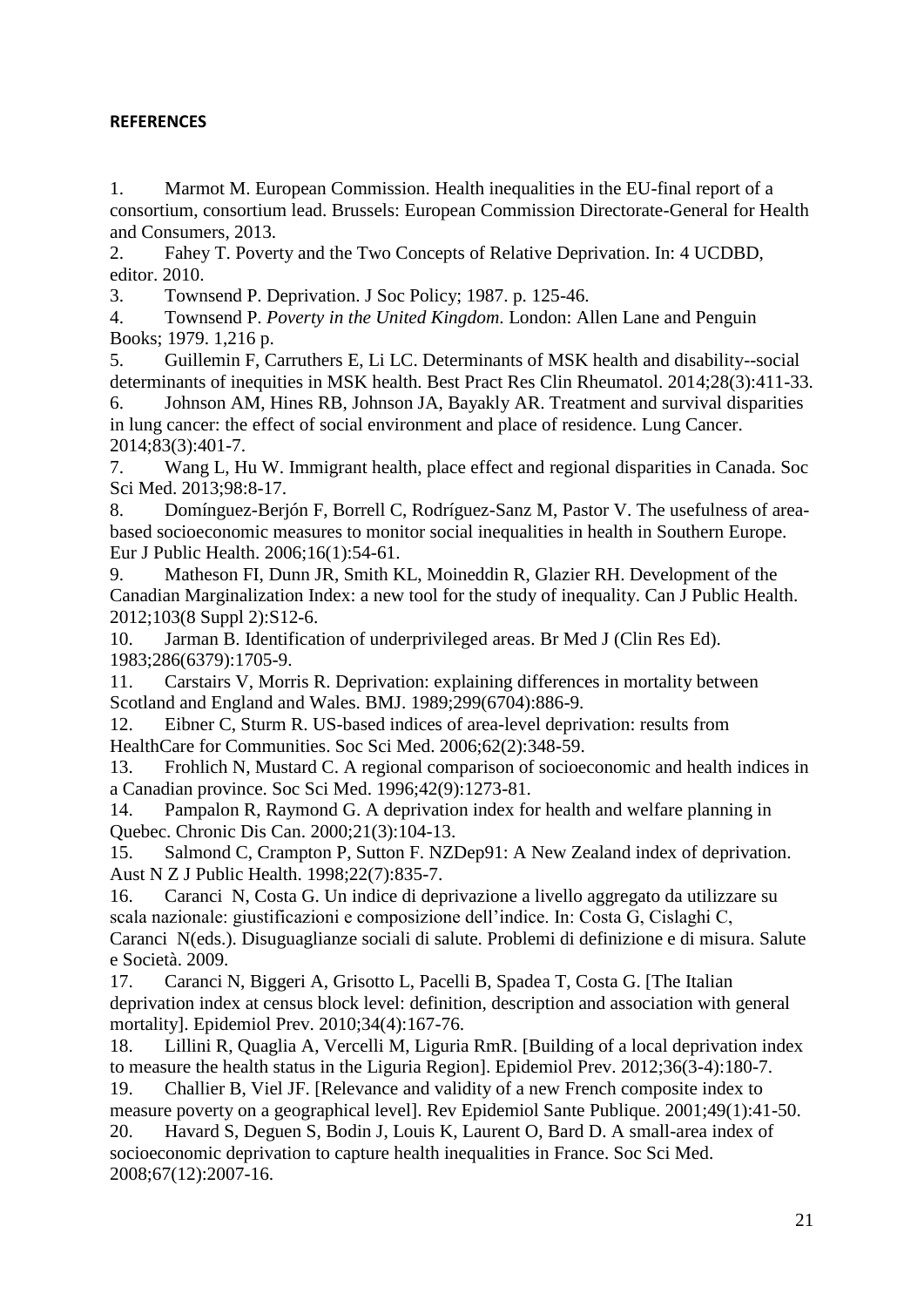**REFERENCES**

1. Marmot M. European Commission. Health inequalities in the EU-final report of a consortium, consortium lead. Brussels: European Commission Directorate-General for Health and Consumers, 2013.
2. Fahey T. Poverty and the Two Concepts of Relative Deprivation. In: 4 UCDBD, editor. 2010.
3. Townsend P. Deprivation. J Soc Policy; 1987. p. 125-46.
4. Townsend P. *Poverty in the United Kingdom*. London: Allen Lane and Penguin Books; 1979. 1,216 p.
5. Guillemin F, Carruthers E, Li LC. Determinants of MSK health and disability--social determinants of inequities in MSK health. Best Pract Res Clin Rheumatol. 2014;28(3):411-33.
6. Johnson AM, Hines RB, Johnson JA, Bayakly AR. Treatment and survival disparities in lung cancer: the effect of social environment and place of residence. Lung Cancer. 2014;83(3):401-7.
7. Wang L, Hu W. Immigrant health, place effect and regional disparities in Canada. Soc Sci Med. 2013;98:8-17.
8. Domínguez-Berjón F, Borrell C, Rodríguez-Sanz M, Pastor V. The usefulness of area-based socioeconomic measures to monitor social inequalities in health in Southern Europe. Eur J Public Health. 2006;16(1):54-61.
9. Matheson FI, Dunn JR, Smith KL, Moineddin R, Glazier RH. Development of the Canadian Marginalization Index: a new tool for the study of inequality. Can J Public Health. 2012;103(8 Suppl 2):S12-6.
10. Jarman B. Identification of underprivileged areas. Br Med J (Clin Res Ed). 1983;286(6379):1705-9.
11. Carstairs V, Morris R. Deprivation: explaining differences in mortality between Scotland and England and Wales. BMJ. 1989;299(6704):886-9.
12. Eibner C, Sturm R. US-based indices of area-level deprivation: results from HealthCare for Communities. Soc Sci Med. 2006;62(2):348-59.
13. Frohlich N, Mustard C. A regional comparison of socioeconomic and health indices in a Canadian province. Soc Sci Med. 1996;42(9):1273-81.
14. Pampalon R, Raymond G. A deprivation index for health and welfare planning in Quebec. Chronic Dis Can. 2000;21(3):104-13.
15. Salmond C, Crampton P, Sutton F. NZDep91: A New Zealand index of deprivation. Aust N Z J Public Health. 1998;22(7):835-7.
16. Caranci N, Costa G. Un indice di deprivazione a livello aggregato da utilizzare su scala nazionale: giustificazioni e composizione dell'indice. In: Costa G, Cislaghi C, Caranci N(eds.). Disuguaglianze sociali di salute. Problemi di definizione e di misura. Salute e Società. 2009.
17. Caranci N, Biggeri A, Grisotto L, Pacelli B, Spadea T, Costa G. [The Italian deprivation index at census block level: definition, description and association with general mortality]. Epidemiol Prev. 2010;34(4):167-76.
18. Lillini R, Quaglia A, Vercelli M, Liguria RmR. [Building of a local deprivation index to measure the health status in the Liguria Region]. Epidemiol Prev. 2012;36(3-4):180-7.
19. Challier B, Viel JF. [Relevance and validity of a new French composite index to measure poverty on a geographical level]. Rev Epidemiol Sante Publique. 2001;49(1):41-50.
20. Havard S, Deguen S, Bodin J, Louis K, Laurent O, Bard D. A small-area index of socioeconomic deprivation to capture health inequalities in France. Soc Sci Med. 2008;67(12):2007-16.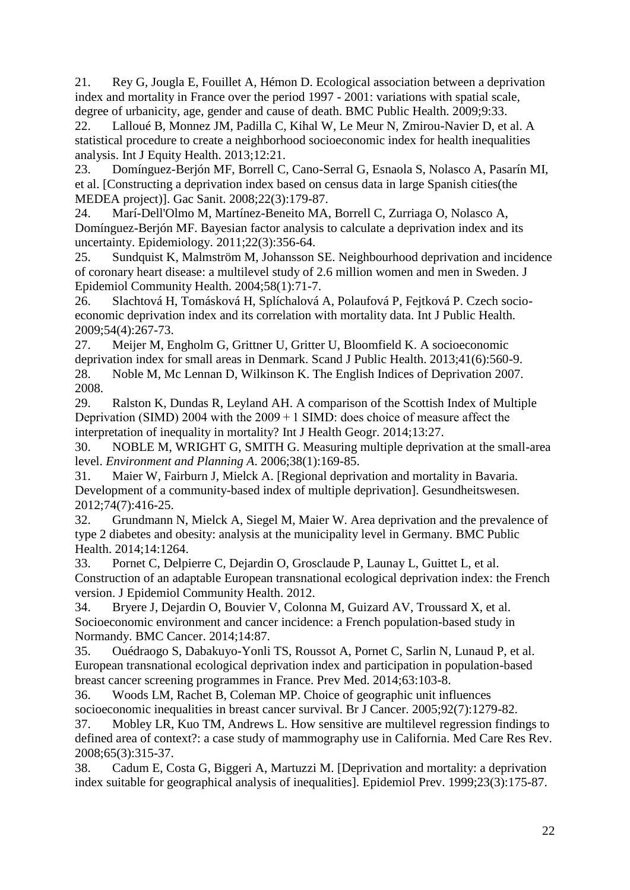21. Rey G, Jougla E, Fouillet A, Hémon D. Ecological association between a deprivation index and mortality in France over the period 1997 - 2001: variations with spatial scale, degree of urbanicity, age, gender and cause of death. BMC Public Health. 2009;9:33.
22. Lalloué B, Monnez JM, Padilla C, Kihal W, Le Meur N, Zmirou-Navier D, et al. A statistical procedure to create a neighborhood socioeconomic index for health inequalities analysis. Int J Equity Health. 2013;12:21.
23. Domínguez-Berjón MF, Borrell C, Cano-Serral G, Esnaola S, Nolasco A, Pasarín MI, et al. [Constructing a deprivation index based on census data in large Spanish cities(the MEDEA project)]. Gac Sanit. 2008;22(3):179-87.
24. Marí-Dell'Olmo M, Martínez-Beneito MA, Borrell C, Zurriaga O, Nolasco A, Domínguez-Berjón MF. Bayesian factor analysis to calculate a deprivation index and its uncertainty. Epidemiology. 2011;22(3):356-64.
25. Sundquist K, Malmström M, Johansson SE. Neighbourhood deprivation and incidence of coronary heart disease: a multilevel study of 2.6 million women and men in Sweden. J Epidemiol Community Health. 2004;58(1):71-7.
26. Slachtová H, Tomásková H, Splíchalová A, Polaufová P, Fejtková P. Czech socio-economic deprivation index and its correlation with mortality data. Int J Public Health. 2009;54(4):267-73.
27. Meijer M, Engholm G, Grittner U, Gritter U, Bloomfield K. A socioeconomic deprivation index for small areas in Denmark. Scand J Public Health. 2013;41(6):560-9.
28. Noble M, Mc Lennan D, Wilkinson K. The English Indices of Deprivation 2007. 2008.
29. Ralston K, Dundas R, Leyland AH. A comparison of the Scottish Index of Multiple Deprivation (SIMD) 2004 with the 2009 + 1 SIMD: does choice of measure affect the interpretation of inequality in mortality? Int J Health Geogr. 2014;13:27.
30. NOBLE M, WRIGHT G, SMITH G. Measuring multiple deprivation at the small-area level. *Environment and Planning A*. 2006;38(1):169-85.
31. Maier W, Fairburn J, Mielck A. [Regional deprivation and mortality in Bavaria. Development of a community-based index of multiple deprivation]. Gesundheitswesen. 2012;74(7):416-25.
32. Grundmann N, Mielck A, Siegel M, Maier W. Area deprivation and the prevalence of type 2 diabetes and obesity: analysis at the municipality level in Germany. BMC Public Health. 2014;14:1264.
33. Pornet C, Delpierre C, Dejardin O, Grosclaude P, Launay L, Guittet L, et al. Construction of an adaptable European transnational ecological deprivation index: the French version. J Epidemiol Community Health. 2012.
34. Bryere J, Dejardin O, Bouvier V, Colonna M, Guizard AV, Troussard X, et al. Socioeconomic environment and cancer incidence: a French population-based study in Normandy. BMC Cancer. 2014;14:87.
35. Ouédraogo S, Dabakuyo-Yonli TS, Roussot A, Pornet C, Sarlin N, Lunaud P, et al. European transnational ecological deprivation index and participation in population-based breast cancer screening programmes in France. Prev Med. 2014;63:103-8.
36. Woods LM, Rachet B, Coleman MP. Choice of geographic unit influences socioeconomic inequalities in breast cancer survival. Br J Cancer. 2005;92(7):1279-82.
37. Mobley LR, Kuo TM, Andrews L. How sensitive are multilevel regression findings to defined area of context?: a case study of mammography use in California. Med Care Res Rev. 2008;65(3):315-37.
38. Cadum E, Costa G, Biggeri A, Martuzzi M. [Deprivation and mortality: a deprivation index suitable for geographical analysis of inequalities]. Epidemiol Prev. 1999;23(3):175-87.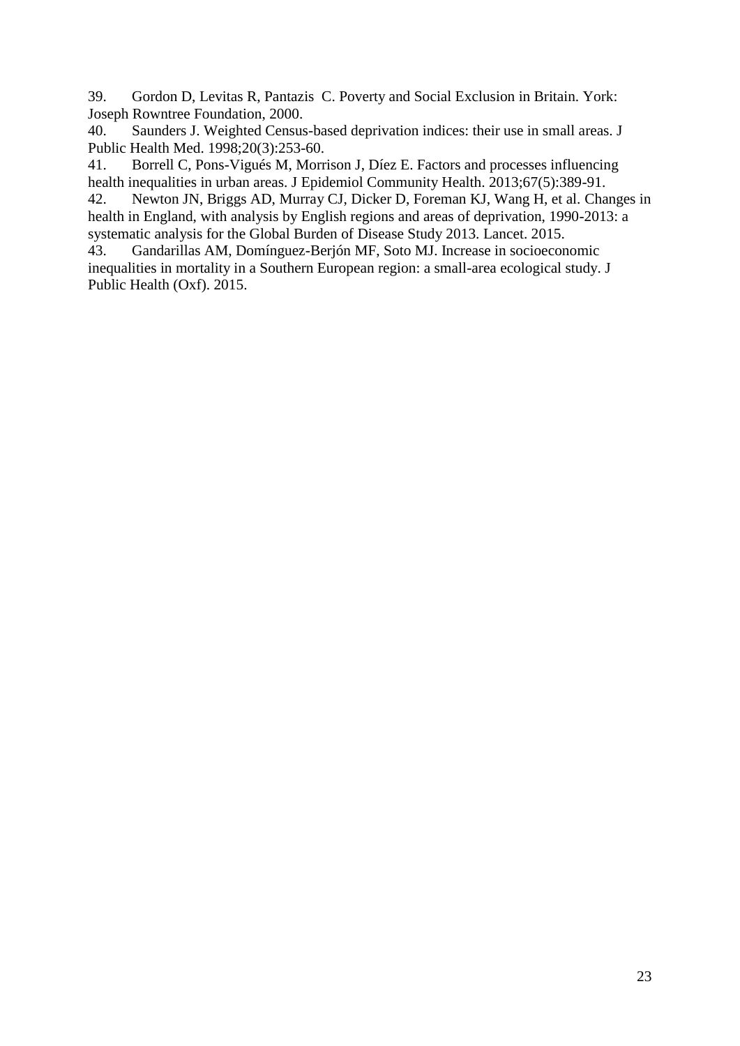39. Gordon D, Levitas R, Pantazis C. Poverty and Social Exclusion in Britain. York: Joseph Rowntree Foundation, 2000.
40. Saunders J. Weighted Census-based deprivation indices: their use in small areas. J Public Health Med. 1998;20(3):253-60.
41. Borrell C, Pons-Vigués M, Morrison J, Díez E. Factors and processes influencing health inequalities in urban areas. J Epidemiol Community Health. 2013;67(5):389-91.
42. Newton JN, Briggs AD, Murray CJ, Dicker D, Foreman KJ, Wang H, et al. Changes in health in England, with analysis by English regions and areas of deprivation, 1990-2013: a systematic analysis for the Global Burden of Disease Study 2013. Lancet. 2015.
43. Gandarillas AM, Domínguez-Berjón MF, Soto MJ. Increase in socioeconomic inequalities in mortality in a Southern European region: a small-area ecological study. J Public Health (Oxf). 2015.